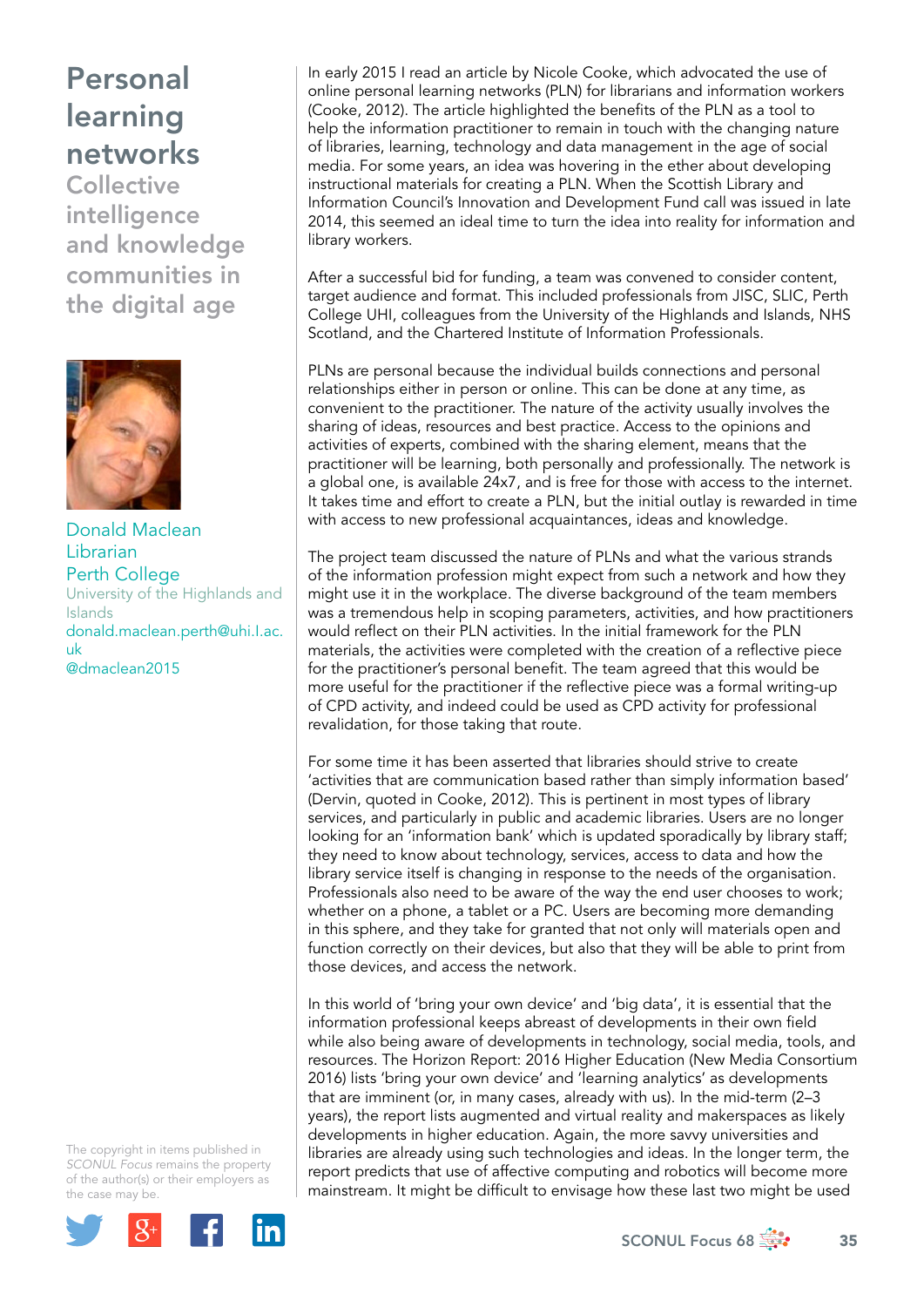# Personal learning networks

## Collective intelligence and knowledge communities in the digital age

Donald Maclean
Librarian
Perth College
University of the Highlands and Islands
donald.maclean.perth@uhi.l.ac.uk
@dmaclean2015

In early 2015 I read an article by Nicole Cooke, which advocated the use of online personal learning networks (PLN) for librarians and information workers (Cooke, 2012). The article highlighted the benefits of the PLN as a tool to help the information practitioner to remain in touch with the changing nature of libraries, learning, technology and data management in the age of social media. For some years, an idea was hovering in the ether about developing instructional materials for creating a PLN. When the Scottish Library and Information Council's Innovation and Development Fund call was issued in late 2014, this seemed an ideal time to turn the idea into reality for information and library workers.

After a successful bid for funding, a team was convened to consider content, target audience and format. This included professionals from JISC, SLIC, Perth College UHI, colleagues from the University of the Highlands and Islands, NHS Scotland, and the Chartered Institute of Information Professionals.

PLNs are personal because the individual builds connections and personal relationships either in person or online. This can be done at any time, as convenient to the practitioner. The nature of the activity usually involves the sharing of ideas, resources and best practice. Access to the opinions and activities of experts, combined with the sharing element, means that the practitioner will be learning, both personally and professionally. The network is a global one, is available 24x7, and is free for those with access to the internet. It takes time and effort to create a PLN, but the initial outlay is rewarded in time with access to new professional acquaintances, ideas and knowledge.

The project team discussed the nature of PLNs and what the various strands of the information profession might expect from such a network and how they might use it in the workplace. The diverse background of the team members was a tremendous help in scoping parameters, activities, and how practitioners would reflect on their PLN activities. In the initial framework for the PLN materials, the activities were completed with the creation of a reflective piece for the practitioner's personal benefit. The team agreed that this would be more useful for the practitioner if the reflective piece was a formal writing-up of CPD activity, and indeed could be used as CPD activity for professional revalidation, for those taking that route.

For some time it has been asserted that libraries should strive to create 'activities that are communication based rather than simply information based' (Dervin, quoted in Cooke, 2012). This is pertinent in most types of library services, and particularly in public and academic libraries. Users are no longer looking for an 'information bank' which is updated sporadically by library staff; they need to know about technology, services, access to data and how the library service itself is changing in response to the needs of the organisation. Professionals also need to be aware of the way the end user chooses to work; whether on a phone, a tablet or a PC. Users are becoming more demanding in this sphere, and they take for granted that not only will materials open and function correctly on their devices, but also that they will be able to print from those devices, and access the network.

In this world of 'bring your own device' and 'big data', it is essential that the information professional keeps abreast of developments in their own field while also being aware of developments in technology, social media, tools, and resources. The Horizon Report: 2016 Higher Education (New Media Consortium 2016) lists 'bring your own device' and 'learning analytics' as developments that are imminent (or, in many cases, already with us). In the mid-term (2–3 years), the report lists augmented and virtual reality and makerspaces as likely developments in higher education. Again, the more savvy universities and libraries are already using such technologies and ideas. In the longer term, the report predicts that use of affective computing and robotics will become more mainstream. It might be difficult to envisage how these last two might be used

The copyright in items published in *SCONUL Focus* remains the property of the author(s) or their employers as the case may be.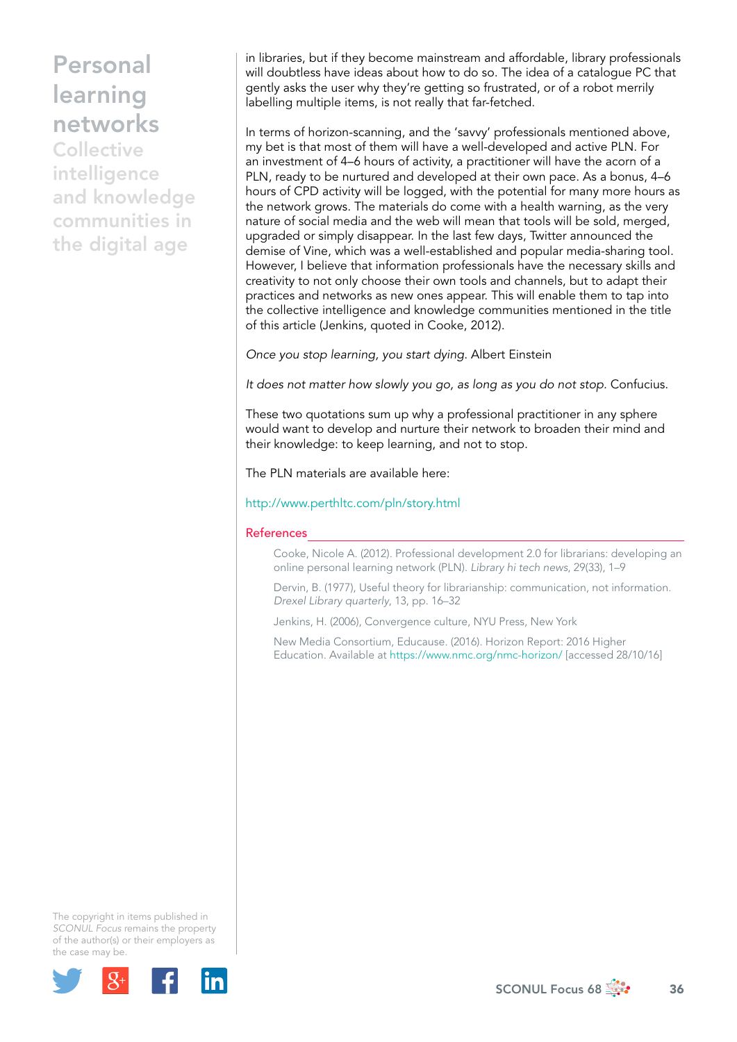in libraries, but if they become mainstream and affordable, library professionals will doubtless have ideas about how to do so. The idea of a catalogue PC that gently asks the user why they're getting so frustrated, or of a robot merrily labelling multiple items, is not really that far-fetched.

In terms of horizon-scanning, and the 'savvy' professionals mentioned above, my bet is that most of them will have a well-developed and active PLN. For an investment of 4–6 hours of activity, a practitioner will have the acorn of a PLN, ready to be nurtured and developed at their own pace. As a bonus, 4–6 hours of CPD activity will be logged, with the potential for many more hours as the network grows. The materials do come with a health warning, as the very nature of social media and the web will mean that tools will be sold, merged, upgraded or simply disappear. In the last few days, Twitter announced the demise of Vine, which was a well-established and popular media-sharing tool. However, I believe that information professionals have the necessary skills and creativity to not only choose their own tools and channels, but to adapt their practices and networks as new ones appear. This will enable them to tap into the collective intelligence and knowledge communities mentioned in the title of this article (Jenkins, quoted in Cooke, 2012).

*Once you stop learning, you start dying.* Albert Einstein

*It does not matter how slowly you go, as long as you do not stop.* Confucius.

These two quotations sum up why a professional practitioner in any sphere would want to develop and nurture their network to broaden their mind and their knowledge: to keep learning, and not to stop.

The PLN materials are available here:

http://www.perthltc.com/pln/story.html

## References

Cooke, Nicole A. (2012). Professional development 2.0 for librarians: developing an online personal learning network (PLN). *Library hi tech news*, 29(33), 1–9

Dervin, B. (1977), Useful theory for librarianship: communication, not information. *Drexel Library quarterly*, 13, pp. 16–32

Jenkins, H. (2006), Convergence culture, NYU Press, New York

New Media Consortium, Educause. (2016). Horizon Report: 2016 Higher Education. Available at https://www.nmc.org/nmc-horizon/ [accessed 28/10/16]

The copyright in items published in *SCONUL Focus* remains the property of the author(s) or their employers as the case may be.